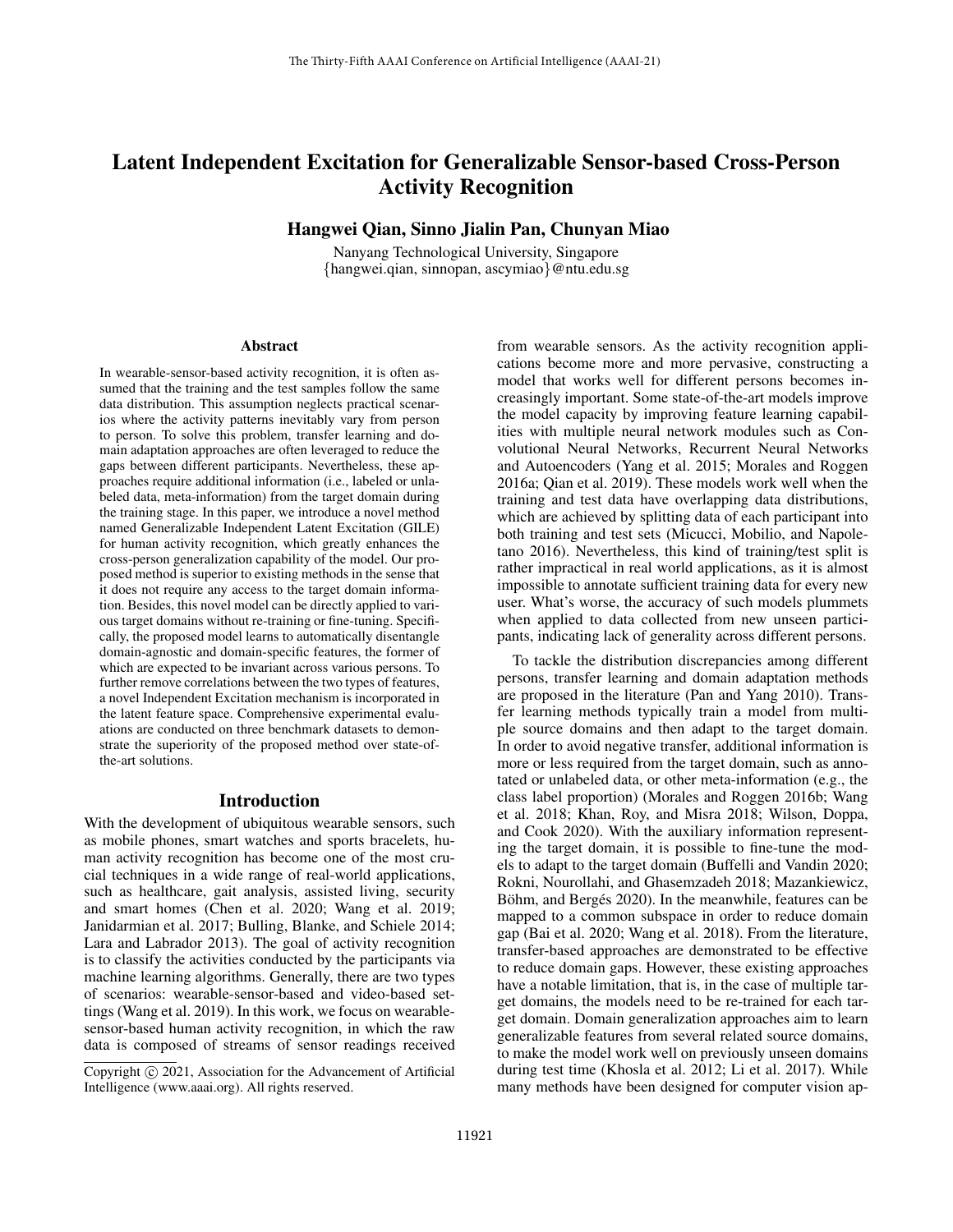# Latent Independent Excitation for Generalizable Sensor-based Cross-Person Activity Recognition

**Hangwei Qian, Sinno Jialin Pan, Chunyan Miao**

Nanyang Technological University, Singapore
{hangwei.qian, sinnopan, ascymiao}@ntu.edu.sg

## Abstract

In wearable-sensor-based activity recognition, it is often assumed that the training and the test samples follow the same data distribution. This assumption neglects practical scenarios where the activity patterns inevitably vary from person to person. To solve this problem, transfer learning and domain adaptation approaches are often leveraged to reduce the gaps between different participants. Nevertheless, these approaches require additional information (i.e., labeled or unlabeled data, meta-information) from the target domain during the training stage. In this paper, we introduce a novel method named Generalizable Independent Latent Excitation (GILE) for human activity recognition, which greatly enhances the cross-person generalization capability of the model. Our proposed method is superior to existing methods in the sense that it does not require any access to the target domain information. Besides, this novel model can be directly applied to various target domains without re-training or fine-tuning. Specifically, the proposed model learns to automatically disentangle domain-agnostic and domain-specific features, the former of which are expected to be invariant across various persons. To further remove correlations between the two types of features, a novel Independent Excitation mechanism is incorporated in the latent feature space. Comprehensive experimental evaluations are conducted on three benchmark datasets to demonstrate the superiority of the proposed method over state-of-the-art solutions.

## Introduction

With the development of ubiquitous wearable sensors, such as mobile phones, smart watches and sports bracelets, human activity recognition has become one of the most crucial techniques in a wide range of real-world applications, such as healthcare, gait analysis, assisted living, security and smart homes (Chen et al. 2020; Wang et al. 2019; Janidarmian et al. 2017; Bulling, Blanke, and Schiele 2014; Lara and Labrador 2013). The goal of activity recognition is to classify the activities conducted by the participants via machine learning algorithms. Generally, there are two types of scenarios: wearable-sensor-based and video-based settings (Wang et al. 2019). In this work, we focus on wearable-sensor-based human activity recognition, in which the raw data is composed of streams of sensor readings received from wearable sensors. As the activity recognition applications become more and more pervasive, constructing a model that works well for different persons becomes increasingly important. Some state-of-the-art models improve the model capacity by improving feature learning capabilities with multiple neural network modules such as Convolutional Neural Networks, Recurrent Neural Networks and Autoencoders (Yang et al. 2015; Morales and Roggen 2016a; Qian et al. 2019). These models work well when the training and test data have overlapping data distributions, which are achieved by splitting data of each participant into both training and test sets (Micucci, Mobilio, and Napoletano 2016). Nevertheless, this kind of training/test split is rather impractical in real world applications, as it is almost impossible to annotate sufficient training data for every new user. What's worse, the accuracy of such models plummets when applied to data collected from new unseen participants, indicating lack of generality across different persons.

To tackle the distribution discrepancies among different persons, transfer learning and domain adaptation methods are proposed in the literature (Pan and Yang 2010). Transfer learning methods typically train a model from multiple source domains and then adapt to the target domain. In order to avoid negative transfer, additional information is more or less required from the target domain, such as annotated or unlabeled data, or other meta-information (e.g., the class label proportion) (Morales and Roggen 2016b; Wang et al. 2018; Khan, Roy, and Misra 2018; Wilson, Doppa, and Cook 2020). With the auxiliary information representing the target domain, it is possible to fine-tune the models to adapt to the target domain (Buffelli and Vandin 2020; Rokni, Nourollahi, and Ghasemzadeh 2018; Mazankiewicz, Böhm, and Bergés 2020). In the meanwhile, features can be mapped to a common subspace in order to reduce domain gap (Bai et al. 2020; Wang et al. 2018). From the literature, transfer-based approaches are demonstrated to be effective to reduce domain gaps. However, these existing approaches have a notable limitation, that is, in the case of multiple target domains, the models need to be re-trained for each target domain. Domain generalization approaches aim to learn generalizable features from several related source domains, to make the model work well on previously unseen domains during test time (Khosla et al. 2012; Li et al. 2017). While many methods have been designed for computer vision ap-

Copyright © 2021, Association for the Advancement of Artificial Intelligence (www.aaai.org). All rights reserved.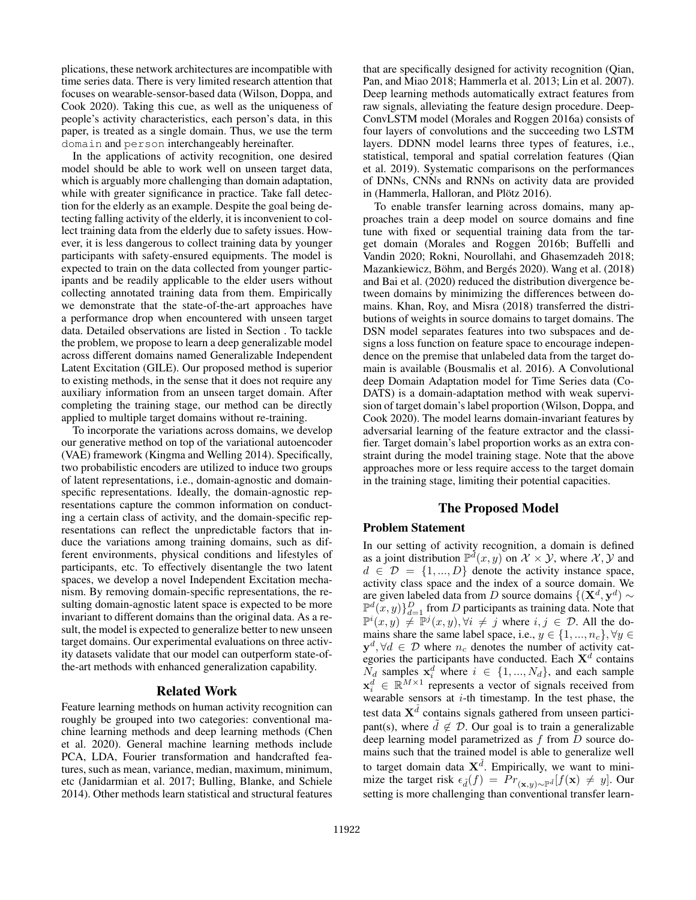plications, these network architectures are incompatible with time series data. There is very limited research attention that focuses on wearable-sensor-based data (Wilson, Doppa, and Cook 2020). Taking this cue, as well as the uniqueness of people's activity characteristics, each person's data, in this paper, is treated as a single domain. Thus, we use the term `domain` and `person` interchangeably hereinafter.

In the applications of activity recognition, one desired model should be able to work well on unseen target data, which is arguably more challenging than domain adaptation, while with greater significance in practice. Take fall detection for the elderly as an example. Despite the goal being detecting falling activity of the elderly, it is inconvenient to collect training data from the elderly due to safety issues. However, it is less dangerous to collect training data by younger participants with safety-ensured equipments. The model is expected to train on the data collected from younger participants and be readily applicable to the elder users without collecting annotated training data from them. Empirically we demonstrate that the state-of-the-art approaches have a performance drop when encountered with unseen target data. Detailed observations are listed in Section . To tackle the problem, we propose to learn a deep generalizable model across different domains named Generalizable Independent Latent Excitation (GILE). Our proposed method is superior to existing methods, in the sense that it does not require any auxiliary information from an unseen target domain. After completing the training stage, our method can be directly applied to multiple target domains without re-training.

To incorporate the variations across domains, we develop our generative method on top of the variational autoencoder (VAE) framework (Kingma and Welling 2014). Specifically, two probabilistic encoders are utilized to induce two groups of latent representations, i.e., domain-agnostic and domain-specific representations. Ideally, the domain-agnostic representations capture the common information on conducting a certain class of activity, and the domain-specific representations can reflect the unpredictable factors that induce the variations among training domains, such as different environments, physical conditions and lifestyles of participants, etc. To effectively disentangle the two latent spaces, we develop a novel Independent Excitation mechanism. By removing domain-specific representations, the resulting domain-agnostic latent space is expected to be more invariant to different domains than the original data. As a result, the model is expected to generalize better to new unseen target domains. Our experimental evaluations on three activity datasets validate that our model can outperform state-of-the-art methods with enhanced generalization capability.

## Related Work

Feature learning methods on human activity recognition can roughly be grouped into two categories: conventional machine learning methods and deep learning methods (Chen et al. 2020). General machine learning methods include PCA, LDA, Fourier transformation and handcrafted features, such as mean, variance, median, maximum, minimum, etc (Janidarmian et al. 2017; Bulling, Blanke, and Schiele 2014). Other methods learn statistical and structural features that are specifically designed for activity recognition (Qian, Pan, and Miao 2018; Hammerla et al. 2013; Lin et al. 2007). Deep learning methods automatically extract features from raw signals, alleviating the feature design procedure. DeepConvLSTM model (Morales and Roggen 2016a) consists of four layers of convolutions and the succeeding two LSTM layers. DDNN model learns three types of features, i.e., statistical, temporal and spatial correlation features (Qian et al. 2019). Systematic comparisons on the performances of DNNs, CNNs and RNNs on activity data are provided in (Hammerla, Halloran, and Plötz 2016).

To enable transfer learning across domains, many approaches train a deep model on source domains and fine tune with fixed or sequential training data from the target domain (Morales and Roggen 2016b; Buffelli and Vandin 2020; Rokni, Nourollahi, and Ghasemzadeh 2018; Mazankiewicz, Böhm, and Bergés 2020). Wang et al. (2018) and Bai et al. (2020) reduced the distribution divergence between domains by minimizing the differences between domains. Khan, Roy, and Misra (2018) transferred the distributions of weights in source domains to target domains. The DSN model separates features into two subspaces and designs a loss function on feature space to encourage independence on the premise that unlabeled data from the target domain is available (Bousmalis et al. 2016). A Convolutional deep Domain Adaptation model for Time Series data (CoDATS) is a domain-adaptation method with weak supervision of target domain's label proportion (Wilson, Doppa, and Cook 2020). The model learns domain-invariant features by adversarial learning of the feature extractor and the classifier. Target domain's label proportion works as an extra constraint during the model training stage. Note that the above approaches more or less require access to the target domain in the training stage, limiting their potential capacities.

## The Proposed Model

### Problem Statement

In our setting of activity recognition, a domain is defined as a joint distribution $\mathbb{P}^d(x, y)$ on $\mathcal{X} \times \mathcal{Y}$, where $\mathcal{X}, \mathcal{Y}$ and $d \in \mathcal{D} = \{1, ..., D\}$ denote the activity instance space, activity class space and the index of a source domain. We are given labeled data from $D$ source domains $\{(\mathbf{X}^d, \mathbf{y}^d) \sim \mathbb{P}^d(x, y)\}_{d=1}^{D}$ from $D$ participants as training data. Note that $\mathbb{P}^i(x, y) \neq \mathbb{P}^j(x, y), \forall i \neq j$ where $i, j \in \mathcal{D}$. All the domains share the same label space, i.e., $y \in \{1, ..., n_c\}, \forall y \in \mathbf{y}^d, \forall d \in \mathcal{D}$ where $n_c$ denotes the number of activity categories the participants have conducted. Each $\mathbf{X}^d$ contains $N_d$ samples $\mathbf{x}_i^d$ where $i \in \{1, ..., N_d\}$, and each sample $\mathbf{x}_i^d \in \mathbb{R}^{M \times 1}$ represents a vector of signals received from wearable sensors at $i$-th timestamp. In the test phase, the test data $\mathbf{X}^{\tilde{d}}$ contains signals gathered from unseen participant(s), where $\tilde{d} \notin \mathcal{D}$. Our goal is to train a generalizable deep learning model parametrized as $f$ from $D$ source domains such that the trained model is able to generalize well to target domain data $\mathbf{X}^{\tilde{d}}$. Empirically, we want to minimize the target risk $\epsilon_{\tilde{d}}(f) = Pr_{(\mathbf{x}, y) \sim \mathbb{P}^{\tilde{d}}}[f(\mathbf{x}) \neq y]$. Our setting is more challenging than conventional transfer learn-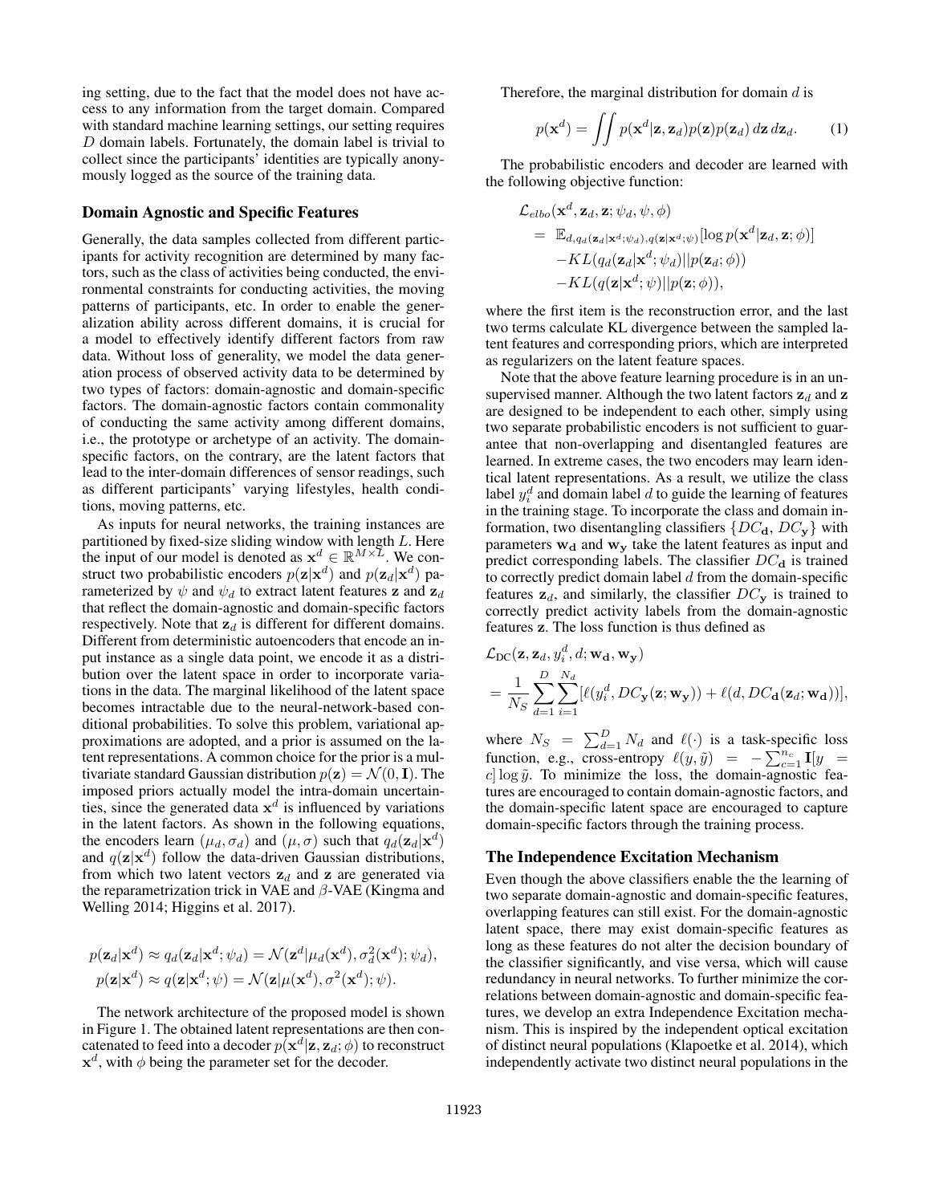ing setting, due to the fact that the model does not have access to any information from the target domain. Compared with standard machine learning settings, our setting requires $D$ domain labels. Fortunately, the domain label is trivial to collect since the participants' identities are typically anonymously logged as the source of the training data.

## Domain Agnostic and Specific Features

Generally, the data samples collected from different participants for activity recognition are determined by many factors, such as the class of activities being conducted, the environmental constraints for conducting activities, the moving patterns of participants, etc. In order to enable the generalization ability across different domains, it is crucial for a model to effectively identify different factors from raw data. Without loss of generality, we model the data generation process of observed activity data to be determined by two types of factors: domain-agnostic and domain-specific factors. The domain-agnostic factors contain commonality of conducting the same activity among different domains, i.e., the prototype or archetype of an activity. The domain-specific factors, on the contrary, are the latent factors that lead to the inter-domain differences of sensor readings, such as different participants' varying lifestyles, health conditions, moving patterns, etc.

As inputs for neural networks, the training instances are partitioned by fixed-size sliding window with length $L$. Here the input of our model is denoted as $\mathbf{x}^d \in \mathbb{R}^{M \times L}$. We construct two probabilistic encoders $p(\mathbf{z}|\mathbf{x}^d)$ and $p(\mathbf{z}_d|\mathbf{x}^d)$ parameterized by $\psi$ and $\psi_d$ to extract latent features $\mathbf{z}$ and $\mathbf{z}_d$ that reflect the domain-agnostic and domain-specific factors respectively. Note that $\mathbf{z}_d$ is different for different domains. Different from deterministic autoencoders that encode an input instance as a single data point, we encode it as a distribution over the latent space in order to incorporate variations in the data. The marginal likelihood of the latent space becomes intractable due to the neural-network-based conditional probabilities. To solve this problem, variational approximations are adopted, and a prior is assumed on the latent representations. A common choice for the prior is a multivariate standard Gaussian distribution $p(\mathbf{z}) = \mathcal{N}(0, \mathbf{I})$. The imposed priors actually model the intra-domain uncertainties, since the generated data $\mathbf{x}^d$ is influenced by variations in the latent factors. As shown in the following equations, the encoders learn $(\mu_d, \sigma_d)$ and $(\mu, \sigma)$ such that $q_d(\mathbf{z}_d|\mathbf{x}^d)$ and $q(\mathbf{z}|\mathbf{x}^d)$ follow the data-driven Gaussian distributions, from which two latent vectors $\mathbf{z}_d$ and $\mathbf{z}$ are generated via the reparametrization trick in VAE and $\beta$-VAE (Kingma and Welling 2014; Higgins et al. 2017).

$$
\begin{aligned}
p(\mathbf{z}_d|\mathbf{x}^d) &\approx q_d(\mathbf{z}_d|\mathbf{x}^d; \psi_d) = \mathcal{N}(\mathbf{z}^d|\mu_d(\mathbf{x}^d), \sigma_d^2(\mathbf{x}^d); \psi_d), \\
p(\mathbf{z}|\mathbf{x}^d) &\approx q(\mathbf{z}|\mathbf{x}^d; \psi) = \mathcal{N}(\mathbf{z}|\mu(\mathbf{x}^d), \sigma^2(\mathbf{x}^d); \psi).
\end{aligned}
$$

The network architecture of the proposed model is shown in Figure 1. The obtained latent representations are then concatenated to feed into a decoder $p(\mathbf{x}^d|\mathbf{z}, \mathbf{z}_d; \phi)$ to reconstruct $\mathbf{x}^d$, with $\phi$ being the parameter set for the decoder.

Therefore, the marginal distribution for domain $d$ is

$$
p(\mathbf{x}^d) = \iint p(\mathbf{x}^d|\mathbf{z}, \mathbf{z}_d) p(\mathbf{z}) p(\mathbf{z}_d) \, d\mathbf{z} \, d\mathbf{z}_d. \tag{1}
$$

The probabilistic encoders and decoder are learned with the following objective function:

$$
\begin{aligned}
&\mathcal{L}_{elbo}(\mathbf{x}^d, \mathbf{z}_d, \mathbf{z}; \psi_d, \psi, \phi) \\
&= \mathbb{E}_{d, q_d(\mathbf{z}_d|\mathbf{x}^d; \psi_d), q(\mathbf{z}|\mathbf{x}^d; \psi)}[\log p(\mathbf{x}^d|\mathbf{z}_d, \mathbf{z}; \phi)] \\
&\quad - KL(q_d(\mathbf{z}_d|\mathbf{x}^d; \psi_d) || p(\mathbf{z}_d; \phi)) \\
&\quad - KL(q(\mathbf{z}|\mathbf{x}^d; \psi) || p(\mathbf{z}; \phi)),
\end{aligned}
$$

where the first item is the reconstruction error, and the last two terms calculate KL divergence between the sampled latent features and corresponding priors, which are interpreted as regularizers on the latent feature spaces.

Note that the above feature learning procedure is in an unsupervised manner. Although the two latent factors $\mathbf{z}_d$ and $\mathbf{z}$ are designed to be independent to each other, simply using two separate probabilistic encoders is not sufficient to guarantee that non-overlapping and disentangled features are learned. In extreme cases, the two encoders may learn identical latent representations. As a result, we utilize the class label $y_i^d$ and domain label $d$ to guide the learning of features in the training stage. To incorporate the class and domain information, two disentangling classifiers $\{DC_\mathbf{d}, DC_\mathbf{y}\}$ with parameters $\mathbf{w_d}$ and $\mathbf{w_y}$ take the latent features as input and predict corresponding labels. The classifier $DC_\mathbf{d}$ is trained to correctly predict domain label $d$ from the domain-specific features $\mathbf{z}_d$, and similarly, the classifier $DC_\mathbf{y}$ is trained to correctly predict activity labels from the domain-agnostic features $\mathbf{z}$. The loss function is thus defined as

$$
\begin{aligned}
&\mathcal{L}_{\text{DC}}(\mathbf{z}, \mathbf{z}_d, y_i^d, d; \mathbf{w_d}, \mathbf{w_y}) \\
&= \frac{1}{N_S} \sum_{d=1}^{D} \sum_{i=1}^{N_d} [\ell(y_i^d, DC_\mathbf{y}(\mathbf{z}; \mathbf{w_y})) + \ell(d, DC_\mathbf{d}(\mathbf{z}_d; \mathbf{w_d}))],
\end{aligned}
$$

where $N_S = \sum_{d=1}^{D} N_d$ and $\ell(\cdot)$ is a task-specific loss function, e.g., cross-entropy $\ell(y, \tilde{y}) = -\sum_{c=1}^{n_c} \mathbf{I}[y = c] \log \tilde{y}$. To minimize the loss, the domain-agnostic features are encouraged to contain domain-agnostic factors, and the domain-specific latent space are encouraged to capture domain-specific factors through the training process.

## The Independence Excitation Mechanism

Even though the above classifiers enable the the learning of two separate domain-agnostic and domain-specific features, overlapping features can still exist. For the domain-agnostic latent space, there may exist domain-specific features as long as these features do not alter the decision boundary of the classifier significantly, and vise versa, which will cause redundancy in neural networks. To further minimize the correlations between domain-agnostic and domain-specific features, we develop an extra Independence Excitation mechanism. This is inspired by the independent optical excitation of distinct neural populations (Klapoetke et al. 2014), which independently activate two distinct neural populations in the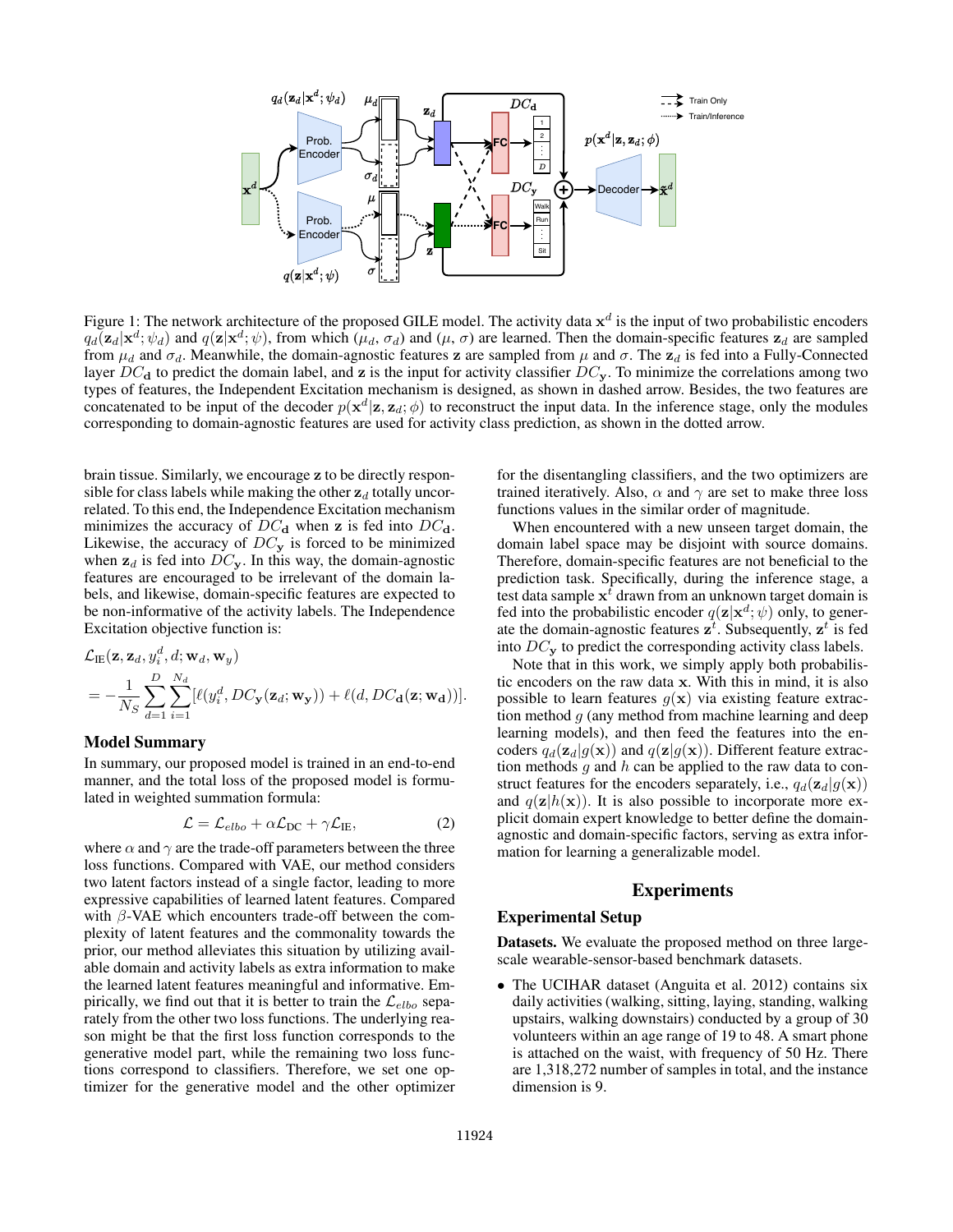Figure 1: The network architecture of the proposed GILE model. The activity data $\mathbf{x}^d$ is the input of two probabilistic encoders $q_d(\mathbf{z}_d|\mathbf{x}^d;\psi_d)$ and $q(\mathbf{z}|\mathbf{x}^d;\psi)$, from which ($\mu_d$, $\sigma_d$) and ($\mu$, $\sigma$) are learned. Then the domain-specific features $\mathbf{z}_d$ are sampled from $\mu_d$ and $\sigma_d$. Meanwhile, the domain-agnostic features $\mathbf{z}$ are sampled from $\mu$ and $\sigma$. The $\mathbf{z}_d$ is fed into a Fully-Connected layer $DC_{\mathbf{d}}$ to predict the domain label, and $\mathbf{z}$ is the input for activity classifier $DC_{\mathbf{y}}$. To minimize the correlations among two types of features, the Independent Excitation mechanism is designed, as shown in dashed arrow. Besides, the two features are concatenated to be input of the decoder $p(\mathbf{x}^d|\mathbf{z},\mathbf{z}_d;\phi)$ to reconstruct the input data. In the inference stage, only the modules corresponding to domain-agnostic features are used for activity class prediction, as shown in the dotted arrow.

brain tissue. Similarly, we encourage $\mathbf{z}$ to be directly responsible for class labels while making the other $\mathbf{z}_d$ totally uncorrelated. To this end, the Independence Excitation mechanism minimizes the accuracy of $DC_{\mathbf{d}}$ when $\mathbf{z}$ is fed into $DC_{\mathbf{d}}$. Likewise, the accuracy of $DC_{\mathbf{y}}$ is forced to be minimized when $\mathbf{z}_d$ is fed into $DC_{\mathbf{y}}$. In this way, the domain-agnostic features are encouraged to be irrelevant of the domain labels, and likewise, domain-specific features are expected to be non-informative of the activity labels. The Independence Excitation objective function is:

$$
\begin{aligned}
&\mathcal{L}_{\text{IE}}(\mathbf{z},\mathbf{z}_d,y_i^d,d;\mathbf{w}_d,\mathbf{w}_y) \\
&= -\frac{1}{N_S}\sum_{d=1}^{D}\sum_{i=1}^{N_d}[\ell(y_i^d, DC_{\mathbf{y}}(\mathbf{z}_d;\mathbf{w}_{\mathbf{y}})) + \ell(d, DC_{\mathbf{d}}(\mathbf{z};\mathbf{w}_{\mathbf{d}}))].
\end{aligned}
$$

## Model Summary

In summary, our proposed model is trained in an end-to-end manner, and the total loss of the proposed model is formulated in weighted summation formula:

$$
\mathcal{L} = \mathcal{L}_{elbo} + \alpha\mathcal{L}_{\text{DC}} + \gamma\mathcal{L}_{\text{IE}}, \tag{2}
$$

where $\alpha$ and $\gamma$ are the trade-off parameters between the three loss functions. Compared with VAE, our method considers two latent factors instead of a single factor, leading to more expressive capabilities of learned latent features. Compared with $\beta$-VAE which encounters trade-off between the complexity of latent features and the commonality towards the prior, our method alleviates this situation by utilizing available domain and activity labels as extra information to make the learned latent features meaningful and informative. Empirically, we find out that it is better to train the $\mathcal{L}_{elbo}$ separately from the other two loss functions. The underlying reason might be that the first loss function corresponds to the generative model part, while the remaining two loss functions correspond to classifiers. Therefore, we set one optimizer for the generative model and the other optimizer for the disentangling classifiers, and the two optimizers are trained iteratively. Also, $\alpha$ and $\gamma$ are set to make three loss functions values in the similar order of magnitude.

When encountered with a new unseen target domain, the domain label space may be disjoint with source domains. Therefore, domain-specific features are not beneficial to the prediction task. Specifically, during the inference stage, a test data sample $\mathbf{x}^t$ drawn from an unknown target domain is fed into the probabilistic encoder $q(\mathbf{z}|\mathbf{x}^d;\psi)$ only, to generate the domain-agnostic features $\mathbf{z}^t$. Subsequently, $\mathbf{z}^t$ is fed into $DC_{\mathbf{y}}$ to predict the corresponding activity class labels.

Note that in this work, we simply apply both probabilistic encoders on the raw data $\mathbf{x}$. With this in mind, it is also possible to learn features $g(\mathbf{x})$ via existing feature extraction method $g$ (any method from machine learning and deep learning models), and then feed the features into the encoders $q_d(\mathbf{z}_d|g(\mathbf{x}))$ and $q(\mathbf{z}|g(\mathbf{x}))$. Different feature extraction methods $g$ and $h$ can be applied to the raw data to construct features for the encoders separately, i.e., $q_d(\mathbf{z}_d|g(\mathbf{x}))$ and $q(\mathbf{z}|h(\mathbf{x}))$. It is also possible to incorporate more explicit domain expert knowledge to better define the domain-agnostic and domain-specific factors, serving as extra information for learning a generalizable model.

# Experiments

## Experimental Setup

**Datasets.** We evaluate the proposed method on three large-scale wearable-sensor-based benchmark datasets.

- The UCIHAR dataset (Anguita et al. 2012) contains six daily activities (walking, sitting, laying, standing, walking upstairs, walking downstairs) conducted by a group of 30 volunteers within an age range of 19 to 48. A smart phone is attached on the waist, with frequency of 50 Hz. There are 1,318,272 number of samples in total, and the instance dimension is 9.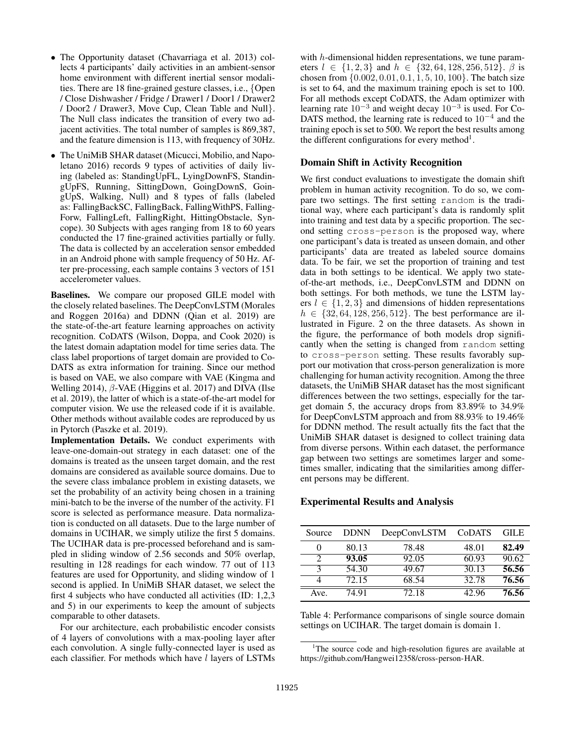- The Opportunity dataset (Chavarriaga et al. 2013) collects 4 participants' daily activities in an ambient-sensor home environment with different inertial sensor modalities. There are 18 fine-grained gesture classes, i.e., {Open / Close Dishwasher / Fridge / Drawer1 / Door1 / Drawer2 / Door2 / Drawer3, Move Cup, Clean Table and Null}. The Null class indicates the transition of every two adjacent activities. The total number of samples is 869,387, and the feature dimension is 113, with frequency of 30Hz.
- The UniMiB SHAR dataset (Micucci, Mobilio, and Napoletano 2016) records 9 types of activities of daily living (labeled as: StandingUpFL, LyingDownFS, StandingUpFS, Running, SittingDown, GoingDownS, GoingUpS, Walking, Null) and 8 types of falls (labeled as: FallingBackSC, FallingBack, FallingWithPS, FallingForw, FallingLeft, FallingRight, HittingObstacle, Syncope). 30 Subjects with ages ranging from 18 to 60 years conducted the 17 fine-grained activities partially or fully. The data is collected by an acceleration sensor embedded in an Android phone with sample frequency of 50 Hz. After pre-processing, each sample contains 3 vectors of 151 accelerometer values.

**Baselines.** We compare our proposed GILE model with the closely related baselines. The DeepConvLSTM (Morales and Roggen 2016a) and DDNN (Qian et al. 2019) are the state-of-the-art feature learning approaches on activity recognition. CoDATS (Wilson, Doppa, and Cook 2020) is the latest domain adaptation model for time series data. The class label proportions of target domain are provided to CoDATS as extra information for training. Since our method is based on VAE, we also compare with VAE (Kingma and Welling 2014), $\beta$-VAE (Higgins et al. 2017) and DIVA (Ilse et al. 2019), the latter of which is a state-of-the-art model for computer vision. We use the released code if it is available. Other methods without available codes are reproduced by us in Pytorch (Paszke et al. 2019).

**Implementation Details.** We conduct experiments with leave-one-domain-out strategy in each dataset: one of the domains is treated as the unseen target domain, and the rest domains are considered as available source domains. Due to the severe class imbalance problem in existing datasets, we set the probability of an activity being chosen in a training mini-batch to be the inverse of the number of the activity. F1 score is selected as performance measure. Data normalization is conducted on all datasets. Due to the large number of domains in UCIHAR, we simply utilize the first 5 domains. The UCIHAR data is pre-processed beforehand and is sampled in sliding window of 2.56 seconds and 50% overlap, resulting in 128 readings for each window. 77 out of 113 features are used for Opportunity, and sliding window of 1 second is applied. In UniMiB SHAR dataset, we select the first 4 subjects who have conducted all activities (ID: 1,2,3 and 5) in our experiments to keep the amount of subjects comparable to other datasets.

For our architecture, each probabilistic encoder consists of 4 layers of convolutions with a max-pooling layer after each convolution. A single fully-connected layer is used as each classifier. For methods which have $l$ layers of LSTMs with $h$-dimensional hidden representations, we tune parameters $l \in \{1, 2, 3\}$ and $h \in \{32, 64, 128, 256, 512\}$. $\beta$ is chosen from $\{0.002, 0.01, 0.1, 1, 5, 10, 100\}$. The batch size is set to 64, and the maximum training epoch is set to 100. For all methods except CoDATS, the Adam optimizer with learning rate $10^{-3}$ and weight decay $10^{-3}$ is used. For CoDATS method, the learning rate is reduced to $10^{-4}$ and the training epoch is set to 500. We report the best results among the different configurations for every method[1].

## Domain Shift in Activity Recognition

We first conduct evaluations to investigate the domain shift problem in human activity recognition. To do so, we compare two settings. The first setting `random` is the traditional way, where each participant's data is randomly split into training and test data by a specific proportion. The second setting `cross-person` is the proposed way, where one participant's data is treated as unseen domain, and other participants' data are treated as labeled source domains data. To be fair, we set the proportion of training and test data in both settings to be identical. We apply two state-of-the-art methods, i.e., DeepConvLSTM and DDNN on both settings. For both methods, we tune the LSTM layers $l \in \{1, 2, 3\}$ and dimensions of hidden representations $h \in \{32, 64, 128, 256, 512\}$. The best performance are illustrated in Figure. 2 on the three datasets. As shown in the figure, the performance of both models drop significantly when the setting is changed from `random` setting to `cross-person` setting. These results favorably support our motivation that cross-person generalization is more challenging for human activity recognition. Among the three datasets, the UniMiB SHAR dataset has the most significant differences between the two settings, especially for the target domain 5, the accuracy drops from 83.89% to 34.9% for DeepConvLSTM approach and from 88.93% to 19.46% for DDNN method. The result actually fits the fact that the UniMiB SHAR dataset is designed to collect training data from diverse persons. Within each dataset, the performance gap between two settings are sometimes larger and sometimes smaller, indicating that the similarities among different persons may be different.

## Experimental Results and Analysis

| Source | DDNN | DeepConvLSTM | CoDATS | GILE |
|---|---|---|---|---|
| 0 | 80.13 | 78.48 | 48.01 | **82.49** |
| 2 | **93.05** | 92.05 | 60.93 | 90.62 |
| 3 | 54.30 | 49.67 | 30.13 | **56.56** |
| 4 | 72.15 | 68.54 | 32.78 | **76.56** |
| Ave. | 74.91 | 72.18 | 42.96 | **76.56** |

Table 4: Performance comparisons of single source domain settings on UCIHAR. The target domain is domain 1.

[1] The source code and high-resolution figures are available at https://github.com/Hangwei12358/cross-person-HAR.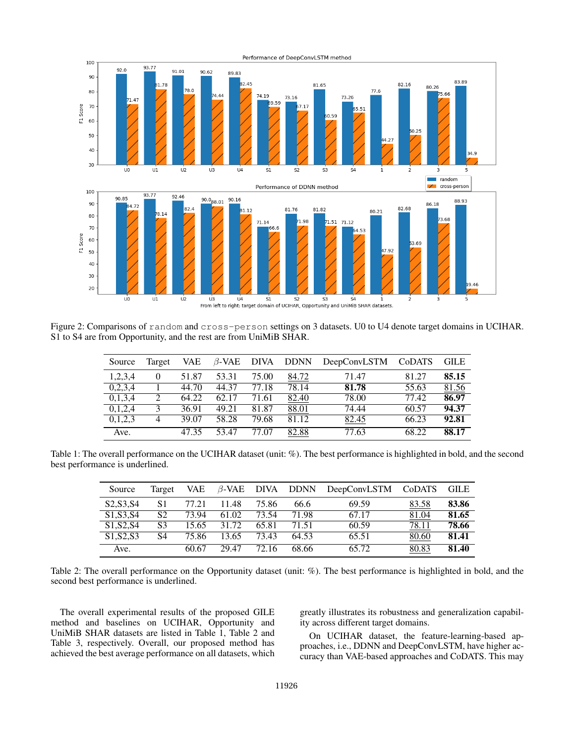Figure 2: Comparisons of `random` and `cross-person` settings on 3 datasets. U0 to U4 denote target domains in UCIHAR. S1 to S4 are from Opportunity, and the rest are from UniMiB SHAR.

| Source | Target | VAE | $\beta$-VAE | DIVA | DDNN | DeepConvLSTM | CoDATS | GILE |
|---|---|---|---|---|---|---|---|---|
| 1,2,3,4 | 0 | 51.87 | 53.31 | 75.00 | <u>84.72</u> | 71.47 | 81.27 | **85.15** |
| 0,2,3,4 | 1 | 44.70 | 44.37 | 77.18 | 78.14 | **81.78** | 55.63 | <u>81.56</u> |
| 0,1,3,4 | 2 | 64.22 | 62.17 | 71.61 | <u>82.40</u> | 78.00 | 77.42 | **86.97** |
| 0,1,2,4 | 3 | 36.91 | 49.21 | 81.87 | <u>88.01</u> | 74.44 | 60.57 | **94.37** |
| 0,1,2,3 | 4 | 39.07 | 58.28 | 79.68 | 81.12 | <u>82.45</u> | 66.23 | **92.81** |
| Ave. | | 47.35 | 53.47 | 77.07 | <u>82.88</u> | 77.63 | 68.22 | **88.17** |

Table 1: The overall performance on the UCIHAR dataset (unit: %). The best performance is highlighted in bold, and the second best performance is underlined.

| Source | Target | VAE | $\beta$-VAE | DIVA | DDNN | DeepConvLSTM | CoDATS | GILE |
|---|---|---|---|---|---|---|---|---|
| S2,S3,S4 | S1 | 77.21 | 11.48 | 75.86 | 66.6 | 69.59 | <u>83.58</u> | **83.86** |
| S1,S3,S4 | S2 | 73.94 | 61.02 | 73.54 | 71.98 | 67.17 | <u>81.04</u> | **81.65** |
| S1,S2,S4 | S3 | 15.65 | 31.72 | 65.81 | 71.51 | 60.59 | <u>78.11</u> | **78.66** |
| S1,S2,S3 | S4 | 75.86 | 13.65 | 73.43 | 64.53 | 65.51 | <u>80.60</u> | **81.41** |
| Ave. | | 60.67 | 29.47 | 72.16 | 68.66 | 65.72 | <u>80.83</u> | **81.40** |

Table 2: The overall performance on the Opportunity dataset (unit: %). The best performance is highlighted in bold, and the second best performance is underlined.

The overall experimental results of the proposed GILE method and baselines on UCIHAR, Opportunity and UniMiB SHAR datasets are listed in Table 1, Table 2 and Table 3, respectively. Overall, our proposed method has achieved the best average performance on all datasets, which greatly illustrates its robustness and generalization capability across different target domains.

On UCIHAR dataset, the feature-learning-based approaches, i.e., DDNN and DeepConvLSTM, have higher accuracy than VAE-based approaches and CoDATS. This may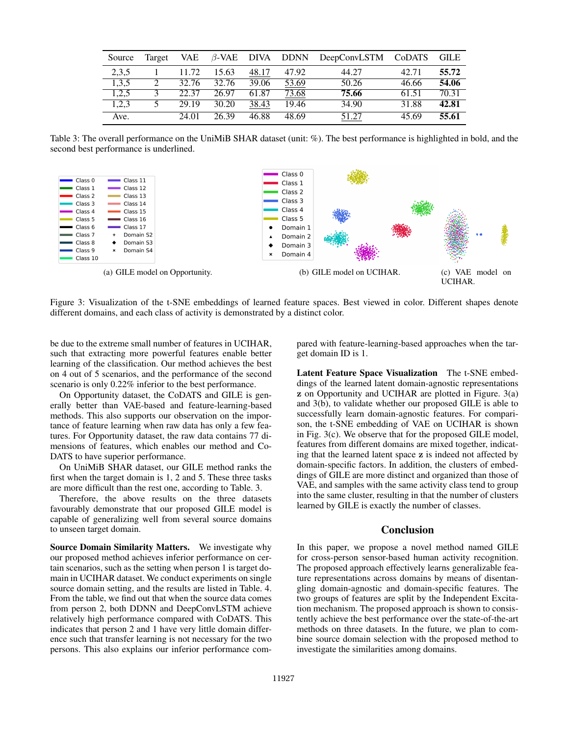| Source | Target | VAE | $\beta$-VAE | DIVA | DDNN | DeepConvLSTM | CoDATS | GILE |
|---|---|---|---|---|---|---|---|---|
| 2,3,5 | 1 | 11.72 | 15.63 | <u>48.17</u> | 47.92 | 44.27 | 42.71 | **55.72** |
| 1,3,5 | 2 | 32.76 | 32.76 | 39.06 | <u>53.69</u> | 50.26 | 46.66 | **54.06** |
| 1,2,5 | 3 | 22.37 | 26.97 | 61.87 | <u>73.68</u> | **75.66** | 61.51 | 70.31 |
| 1,2,3 | 5 | 29.19 | 30.20 | <u>38.43</u> | 19.46 | 34.90 | 31.88 | **42.81** |
| Ave. | | 24.01 | 26.39 | 46.88 | 48.69 | <u>51.27</u> | 45.69 | **55.61** |

Table 3: The overall performance on the UniMiB SHAR dataset (unit: %). The best performance is highlighted in bold, and the second best performance is underlined.

(a) GILE model on Opportunity. (b) GILE model on UCIHAR. (c) VAE model on UCIHAR.

Figure 3: Visualization of the t-SNE embeddings of learned feature spaces. Best viewed in color. Different shapes denote different domains, and each class of activity is demonstrated by a distinct color.

be due to the extreme small number of features in UCIHAR, such that extracting more powerful features enable better learning of the classification. Our method achieves the best on 4 out of 5 scenarios, and the performance of the second scenario is only 0.22% inferior to the best performance.

On Opportunity dataset, the CoDATS and GILE is generally better than VAE-based and feature-learning-based methods. This also supports our observation on the importance of feature learning when raw data has only a few features. For Opportunity dataset, the raw data contains 77 dimensions of features, which enables our method and CoDATS to have superior performance.

On UniMiB SHAR dataset, our GILE method ranks the first when the target domain is 1, 2 and 5. These three tasks are more difficult than the rest one, according to Table. 3.

Therefore, the above results on the three datasets favourably demonstrate that our proposed GILE model is capable of generalizing well from several source domains to unseen target domain.

**Source Domain Similarity Matters.** We investigate why our proposed method achieves inferior performance on certain scenarios, such as the setting when person 1 is target domain in UCIHAR dataset. We conduct experiments on single source domain setting, and the results are listed in Table. 4. From the table, we find out that when the source data comes from person 2, both DDNN and DeepConvLSTM achieve relatively high performance compared with CoDATS. This indicates that person 2 and 1 have very little domain difference such that transfer learning is not necessary for the two persons. This also explains our inferior performance compared with feature-learning-based approaches when the target domain ID is 1.

**Latent Feature Space Visualization** The t-SNE embeddings of the learned latent domain-agnostic representations $\mathbf{z}$ on Opportunity and UCIHAR are plotted in Figure. 3(a) and 3(b), to validate whether our proposed GILE is able to successfully learn domain-agnostic features. For comparison, the t-SNE embedding of VAE on UCIHAR is shown in Fig. 3(c). We observe that for the proposed GILE model, features from different domains are mixed together, indicating that the learned latent space $\mathbf{z}$ is indeed not affected by domain-specific factors. In addition, the clusters of embeddings of GILE are more distinct and organized than those of VAE, and samples with the same activity class tend to group into the same cluster, resulting in that the number of clusters learned by GILE is exactly the number of classes.

## Conclusion

In this paper, we propose a novel method named GILE for cross-person sensor-based human activity recognition. The proposed approach effectively learns generalizable feature representations across domains by means of disentangling domain-agnostic and domain-specific features. The two groups of features are split by the Independent Excitation mechanism. The proposed approach is shown to consistently achieve the best performance over the state-of-the-art methods on three datasets. In the future, we plan to combine source domain selection with the proposed method to investigate the similarities among domains.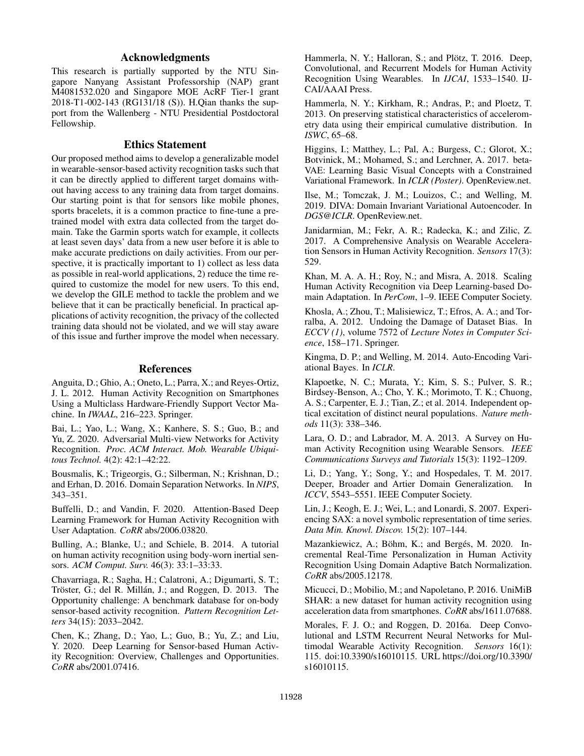## Acknowledgments

This research is partially supported by the NTU Singapore Nanyang Assistant Professorship (NAP) grant M4081532.020 and Singapore MOE AcRF Tier-1 grant 2018-T1-002-143 (RG131/18 (S)). H.Qian thanks the support from the Wallenberg - NTU Presidential Postdoctoral Fellowship.

## Ethics Statement

Our proposed method aims to develop a generalizable model in wearable-sensor-based activity recognition tasks such that it can be directly applied to different target domains without having access to any training data from target domains. Our starting point is that for sensors like mobile phones, sports bracelets, it is a common practice to fine-tune a pretrained model with extra data collected from the target domain. Take the Garmin sports watch for example, it collects at least seven days' data from a new user before it is able to make accurate predictions on daily activities. From our perspective, it is practically important to 1) collect as less data as possible in real-world applications, 2) reduce the time required to customize the model for new users. To this end, we develop the GILE method to tackle the problem and we believe that it can be practically beneficial. In practical applications of activity recognition, the privacy of the collected training data should not be violated, and we will stay aware of this issue and further improve the model when necessary.

## References

Anguita, D.; Ghio, A.; Oneto, L.; Parra, X.; and Reyes-Ortiz, J. L. 2012. Human Activity Recognition on Smartphones Using a Multiclass Hardware-Friendly Support Vector Machine. In *IWAAL*, 216–223. Springer.

Bai, L.; Yao, L.; Wang, X.; Kanhere, S. S.; Guo, B.; and Yu, Z. 2020. Adversarial Multi-view Networks for Activity Recognition. *Proc. ACM Interact. Mob. Wearable Ubiquitous Technol.* 4(2): 42:1–42:22.

Bousmalis, K.; Trigeorgis, G.; Silberman, N.; Krishnan, D.; and Erhan, D. 2016. Domain Separation Networks. In *NIPS*, 343–351.

Buffelli, D.; and Vandin, F. 2020. Attention-Based Deep Learning Framework for Human Activity Recognition with User Adaptation. *CoRR* abs/2006.03820.

Bulling, A.; Blanke, U.; and Schiele, B. 2014. A tutorial on human activity recognition using body-worn inertial sensors. *ACM Comput. Surv.* 46(3): 33:1–33:33.

Chavarriaga, R.; Sagha, H.; Calatroni, A.; Digumarti, S. T.; Tröster, G.; del R. Millán, J.; and Roggen, D. 2013. The Opportunity challenge: A benchmark database for on-body sensor-based activity recognition. *Pattern Recognition Letters* 34(15): 2033–2042.

Chen, K.; Zhang, D.; Yao, L.; Guo, B.; Yu, Z.; and Liu, Y. 2020. Deep Learning for Sensor-based Human Activity Recognition: Overview, Challenges and Opportunities. *CoRR* abs/2001.07416.

Hammerla, N. Y.; Halloran, S.; and Plötz, T. 2016. Deep, Convolutional, and Recurrent Models for Human Activity Recognition Using Wearables. In *IJCAI*, 1533–1540. IJCAI/AAAI Press.

Hammerla, N. Y.; Kirkham, R.; Andras, P.; and Ploetz, T. 2013. On preserving statistical characteristics of accelerometry data using their empirical cumulative distribution. In *ISWC*, 65–68.

Higgins, I.; Matthey, L.; Pal, A.; Burgess, C.; Glorot, X.; Botvinick, M.; Mohamed, S.; and Lerchner, A. 2017. beta-VAE: Learning Basic Visual Concepts with a Constrained Variational Framework. In *ICLR (Poster)*. OpenReview.net.

Ilse, M.; Tomczak, J. M.; Louizos, C.; and Welling, M. 2019. DIVA: Domain Invariant Variational Autoencoder. In *DGS@ICLR*. OpenReview.net.

Janidarmian, M.; Fekr, A. R.; Radecka, K.; and Zilic, Z. 2017. A Comprehensive Analysis on Wearable Acceleration Sensors in Human Activity Recognition. *Sensors* 17(3): 529.

Khan, M. A. A. H.; Roy, N.; and Misra, A. 2018. Scaling Human Activity Recognition via Deep Learning-based Domain Adaptation. In *PerCom*, 1–9. IEEE Computer Society.

Khosla, A.; Zhou, T.; Malisiewicz, T.; Efros, A. A.; and Torralba, A. 2012. Undoing the Damage of Dataset Bias. In *ECCV (1)*, volume 7572 of *Lecture Notes in Computer Science*, 158–171. Springer.

Kingma, D. P.; and Welling, M. 2014. Auto-Encoding Variational Bayes. In *ICLR*.

Klapoetke, N. C.; Murata, Y.; Kim, S. S.; Pulver, S. R.; Birdsey-Benson, A.; Cho, Y. K.; Morimoto, T. K.; Chuong, A. S.; Carpenter, E. J.; Tian, Z.; et al. 2014. Independent optical excitation of distinct neural populations. *Nature methods* 11(3): 338–346.

Lara, O. D.; and Labrador, M. A. 2013. A Survey on Human Activity Recognition using Wearable Sensors. *IEEE Communications Surveys and Tutorials* 15(3): 1192–1209.

Li, D.; Yang, Y.; Song, Y.; and Hospedales, T. M. 2017. Deeper, Broader and Artier Domain Generalization. In *ICCV*, 5543–5551. IEEE Computer Society.

Lin, J.; Keogh, E. J.; Wei, L.; and Lonardi, S. 2007. Experiencing SAX: a novel symbolic representation of time series. *Data Min. Knowl. Discov.* 15(2): 107–144.

Mazankiewicz, A.; Böhm, K.; and Bergés, M. 2020. Incremental Real-Time Personalization in Human Activity Recognition Using Domain Adaptive Batch Normalization. *CoRR* abs/2005.12178.

Micucci, D.; Mobilio, M.; and Napoletano, P. 2016. UniMiB SHAR: a new dataset for human activity recognition using acceleration data from smartphones. *CoRR* abs/1611.07688.

Morales, F. J. O.; and Roggen, D. 2016a. Deep Convolutional and LSTM Recurrent Neural Networks for Multimodal Wearable Activity Recognition. *Sensors* 16(1): 115. doi:10.3390/s16010115. URL https://doi.org/10.3390/s16010115.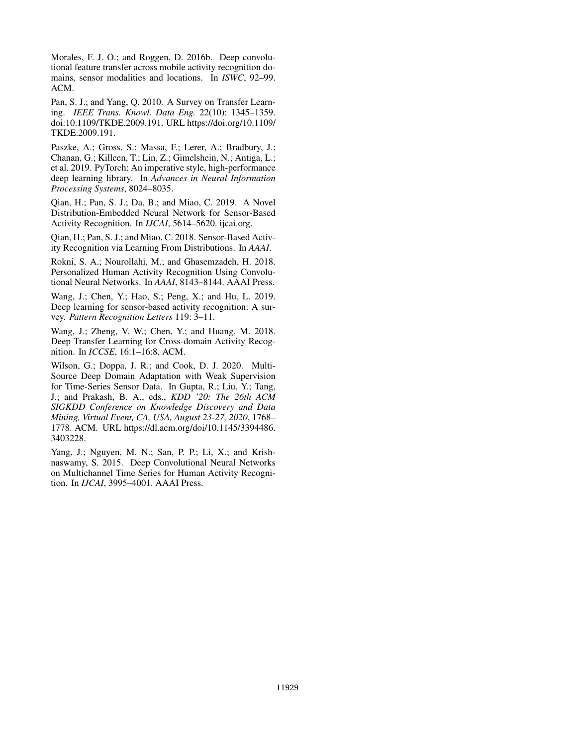Morales, F. J. O.; and Roggen, D. 2016b. Deep convolutional feature transfer across mobile activity recognition domains, sensor modalities and locations. In *ISWC*, 92–99. ACM.

Pan, S. J.; and Yang, Q. 2010. A Survey on Transfer Learning. *IEEE Trans. Knowl. Data Eng.* 22(10): 1345–1359. doi:10.1109/TKDE.2009.191. URL https://doi.org/10.1109/TKDE.2009.191.

Paszke, A.; Gross, S.; Massa, F.; Lerer, A.; Bradbury, J.; Chanan, G.; Killeen, T.; Lin, Z.; Gimelshein, N.; Antiga, L.; et al. 2019. PyTorch: An imperative style, high-performance deep learning library. In *Advances in Neural Information Processing Systems*, 8024–8035.

Qian, H.; Pan, S. J.; Da, B.; and Miao, C. 2019. A Novel Distribution-Embedded Neural Network for Sensor-Based Activity Recognition. In *IJCAI*, 5614–5620. ijcai.org.

Qian, H.; Pan, S. J.; and Miao, C. 2018. Sensor-Based Activity Recognition via Learning From Distributions. In *AAAI*.

Rokni, S. A.; Nourollahi, M.; and Ghasemzadeh, H. 2018. Personalized Human Activity Recognition Using Convolutional Neural Networks. In *AAAI*, 8143–8144. AAAI Press.

Wang, J.; Chen, Y.; Hao, S.; Peng, X.; and Hu, L. 2019. Deep learning for sensor-based activity recognition: A survey. *Pattern Recognition Letters* 119: 3–11.

Wang, J.; Zheng, V. W.; Chen, Y.; and Huang, M. 2018. Deep Transfer Learning for Cross-domain Activity Recognition. In *ICCSE*, 16:1–16:8. ACM.

Wilson, G.; Doppa, J. R.; and Cook, D. J. 2020. Multi-Source Deep Domain Adaptation with Weak Supervision for Time-Series Sensor Data. In Gupta, R.; Liu, Y.; Tang, J.; and Prakash, B. A., eds., *KDD '20: The 26th ACM SIGKDD Conference on Knowledge Discovery and Data Mining, Virtual Event, CA, USA, August 23-27, 2020*, 1768–1778. ACM. URL https://dl.acm.org/doi/10.1145/3394486.3403228.

Yang, J.; Nguyen, M. N.; San, P. P.; Li, X.; and Krishnaswamy, S. 2015. Deep Convolutional Neural Networks on Multichannel Time Series for Human Activity Recognition. In *IJCAI*, 3995–4001. AAAI Press.